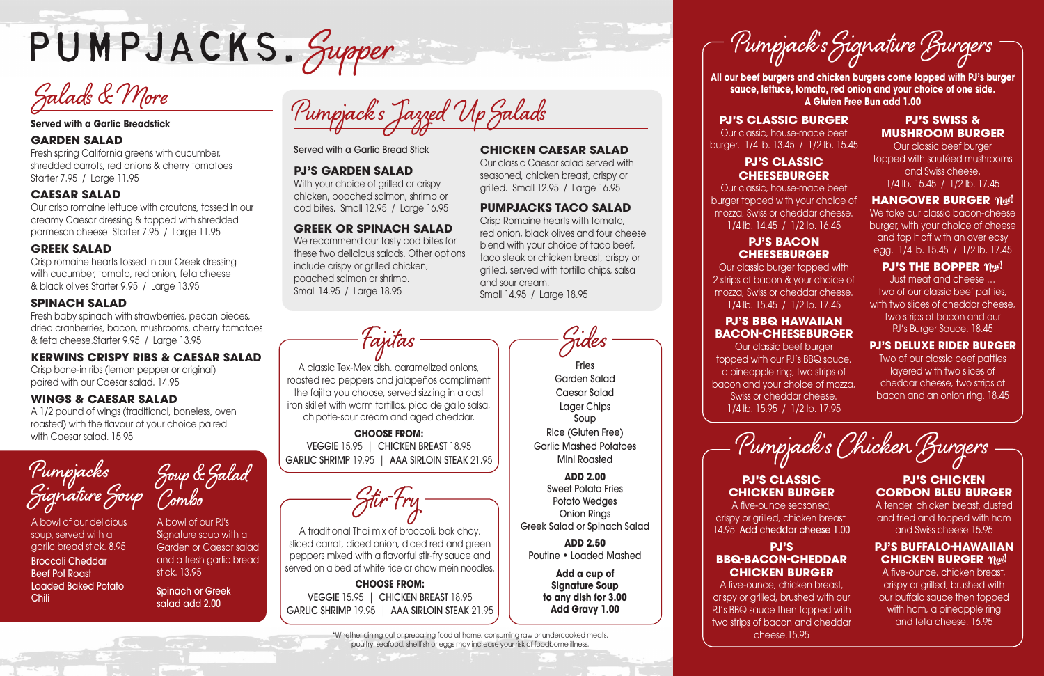# PUMPJACKS. Supper

## Salads & More

**Served with a Garlic Breadstick**

### GARDEN SALAD
Fresh spring California greens with cucumber, shredded carrots, red onions & cherry tomatoes
Starter 7.95 / Large 11.95

### CAESAR SALAD
Our crisp romaine lettuce with croutons, tossed in our creamy Caesar dressing & topped with shredded parmesan cheese Starter 7.95 / Large 11.95

### GREEK SALAD
Crisp romaine hearts tossed in our Greek dressing with cucumber, tomato, red onion, feta cheese & black olives.Starter 9.95 / Large 13.95

### SPINACH SALAD
Fresh baby spinach with strawberries, pecan pieces, dried cranberries, bacon, mushrooms, cherry tomatoes & feta cheese.Starter 9.95 / Large 13.95

### KERWINS CRISPY RIBS & CAESAR SALAD
Crisp bone-in ribs (lemon pepper or original) paired with our Caesar salad. 14.95

### WINGS & CAESAR SALAD
A 1/2 pound of wings (traditional, boneless, oven roasted) with the flavour of your choice paired with Caesar salad. 15.95

## Pumpjacks Signature Soup

A bowl of our delicious soup, served with a garlic bread stick. 8.95

- Broccoli Cheddar
- Beef Pot Roast
- Loaded Baked Potato
- Chili

## Soup & Salad Combo

A bowl of our PJ's Signature soup with a Garden or Caesar salad and a fresh garlic bread stick. 13.95

Spinach or Greek salad add 2.00

## Pumpjack's Jazzed Up Salads

Served with a Garlic Bread Stick

### PJ'S GARDEN SALAD
With your choice of grilled or crispy chicken, poached salmon, shrimp or cod bites. Small 12.95 / Large 16.95

### GREEK OR SPINACH SALAD
We recommend our tasty cod bites for these two delicious salads. Other options include crispy or grilled chicken, poached salmon or shrimp.
Small 14.95 / Large 18.95

### CHICKEN CAESAR SALAD
Our classic Caesar salad served with seasoned, chicken breast, crispy or grilled. Small 12.95 / Large 16.95

### PUMPJACKS TACO SALAD
Crisp Romaine hearts with tomato, red onion, black olives and four cheese blend with your choice of taco beef, taco steak or chicken breast, crispy or grilled, served with tortilla chips, salsa and sour cream.
Small 14.95 / Large 18.95

## Fajitas

A classic Tex-Mex dish. caramelized onions, roasted red peppers and jalapeños compliment the fajita you choose, served sizzling in a cast iron skillet with warm tortillas, pico de gallo salsa, chipotle-sour cream and aged cheddar.

**CHOOSE FROM:**
VEGGIE 15.95 | CHICKEN BREAST 18.95
GARLIC SHRIMP 19.95 | AAA SIRLOIN STEAK 21.95

## Stir-Fry

A traditional Thai mix of broccoli, bok choy, sliced carrot, diced onion, diced red and green peppers mixed with a flavorful stir-fry sauce and served on a bed of white rice or chow mein noodles.

**CHOOSE FROM:**
VEGGIE 15.95 | CHICKEN BREAST 18.95
GARLIC SHRIMP 19.95 | AAA SIRLOIN STEAK 21.95

## Sides

Fries
Garden Salad
Caesar Salad
Lager Chips
Soup
Rice (Gluten Free)
Garlic Mashed Potatoes
Mini Roasted

**ADD 2.00**
Sweet Potato Fries
Potato Wedges
Onion Rings
Greek Salad or Spinach Salad

**ADD 2.50**
Poutine • Loaded Mashed

**Add a cup of Signature Soup to any dish for 3.00**
**Add Gravy 1.00**

*Whether dining out or preparing food at home, consuming raw or undercooked meats, poultry, seafood, shellfish or eggs may increase your risk of foodborne illness.

## Pumpjack's Signature Burgers

**All our beef burgers and chicken burgers come topped with PJ's burger sauce, lettuce, tomato, red onion and your choice of one side. A Gluten Free Bun add 1.00**

### PJ'S CLASSIC BURGER
Our classic, house-made beef burger. 1/4 lb. 13.45 / 1/2 lb. 15.45

### PJ'S CLASSIC CHEESEBURGER
Our classic, house-made beef burger topped with your choice of mozza, Swiss or cheddar cheese. 1/4 lb. 14.45 / 1/2 lb. 16.45

### PJ'S BACON CHEESEBURGER
Our classic burger topped with 2 strips of bacon & your choice of mozza, Swiss or cheddar cheese. 1/4 lb. 15.45 / 1/2 lb. 17.45

### PJ'S BBQ HAWAIIAN BACON-CHEESEBURGER
Our classic beef burger topped with our PJ's BBQ sauce, a pineapple ring, two strips of bacon and your choice of mozza, Swiss or cheddar cheese. 1/4 lb. 15.95 / 1/2 lb. 17.95

### PJ'S SWISS & MUSHROOM BURGER
Our classic beef burger topped with sautéed mushrooms and Swiss cheese. 1/4 lb. 15.45 / 1/2 lb. 17.45

### HANGOVER BURGER *New!*
We take our classic bacon-cheese burger, with your choice of cheese and top it off with an over easy egg. 1/4 lb. 15.45 / 1/2 lb. 17.45

### PJ'S THE BOPPER *New!*
Just meat and cheese … two of our classic beef patties, with two slices of cheddar cheese, two strips of bacon and our PJ's Burger Sauce. 18.45

### PJ'S DELUXE RIDER BURGER
Two of our classic beef patties layered with two slices of cheddar cheese, two strips of bacon and an onion ring. 18.45

## Pumpjack's Chicken Burgers

### PJ'S CLASSIC CHICKEN BURGER
A five-ounce seasoned, crispy or grilled, chicken breast. 14.95 Add cheddar cheese 1.00

### PJ'S BBQ-BACON-CHEDDAR CHICKEN BURGER
A five-ounce, chicken breast, crispy or grilled, brushed with our PJ's BBQ sauce then topped with two strips of bacon and cheddar cheese.15.95

### PJ'S CHICKEN CORDON BLEU BURGER
A tender, chicken breast, dusted and fried and topped with ham and Swiss cheese.15.95

### PJ'S BUFFALO-HAWAIIAN CHICKEN BURGER *New!*
A five-ounce, chicken breast, crispy or grilled, brushed with our buffalo sauce then topped with ham, a pineapple ring and feta cheese. 16.95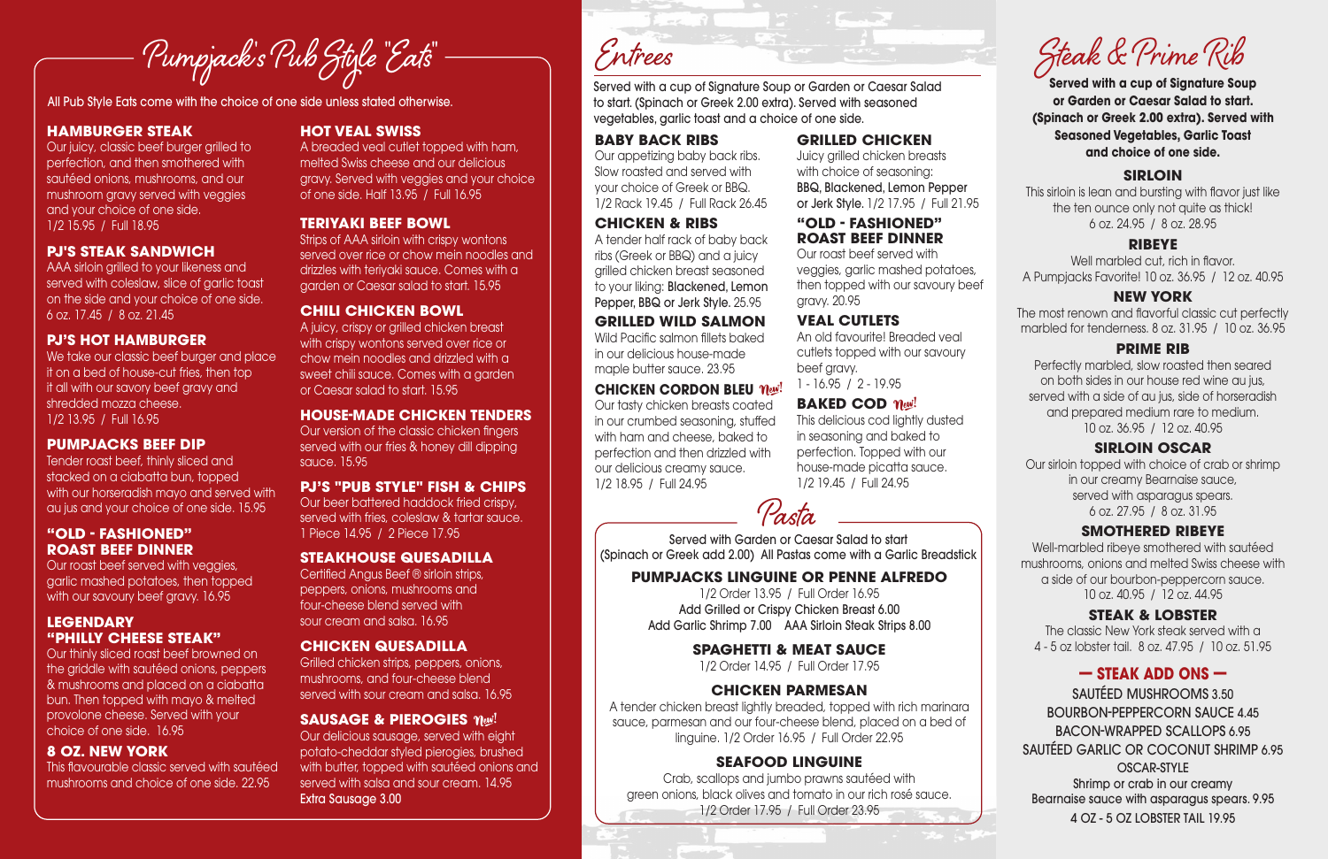# Pumpjack's Pub Style "Eats"

All Pub Style Eats come with the choice of one side unless stated otherwise.

### HAMBURGER STEAK
Our juicy, classic beef burger grilled to perfection, and then smothered with sautéed onions, mushrooms, and our mushroom gravy served with veggies and your choice of one side.
1/2 15.95 / Full 18.95

### PJ'S STEAK SANDWICH
AAA sirloin grilled to your likeness and served with coleslaw, slice of garlic toast on the side and your choice of one side.
6 oz. 17.45 / 8 oz. 21.45

### PJ'S HOT HAMBURGER
We take our classic beef burger and place it on a bed of house-cut fries, then top it all with our savory beef gravy and shredded mozza cheese.
1/2 13.95 / Full 16.95

### PUMPJACKS BEEF DIP
Tender roast beef, thinly sliced and stacked on a ciabatta bun, topped with our horseradish mayo and served with au jus and your choice of one side. 15.95

### "OLD - FASHIONED" ROAST BEEF DINNER
Our roast beef served with veggies, garlic mashed potatoes, then topped with our savoury beef gravy. 16.95

### LEGENDARY "PHILLY CHEESE STEAK"
Our thinly sliced roast beef browned on the griddle with sautéed onions, peppers & mushrooms and placed on a ciabatta bun. Then topped with mayo & melted provolone cheese. Served with your choice of one side. 16.95

### 8 OZ. NEW YORK
This flavourable classic served with sautéed mushrooms and choice of one side. 22.95

### HOT VEAL SWISS
A breaded veal cutlet topped with ham, melted Swiss cheese and our delicious gravy. Served with veggies and your choice of one side. Half 13.95 / Full 16.95

### TERIYAKI BEEF BOWL
Strips of AAA sirloin with crispy wontons served over rice or chow mein noodles and drizzles with teriyaki sauce. Comes with a garden or Caesar salad to start. 15.95

### CHILI CHICKEN BOWL
A juicy, crispy or grilled chicken breast with crispy wontons served over rice or chow mein noodles and drizzled with a sweet chili sauce. Comes with a garden or Caesar salad to start. 15.95

### HOUSE-MADE CHICKEN TENDERS
Our version of the classic chicken fingers served with our fries & honey dill dipping sauce. 15.95

### PJ'S "PUB STYLE" FISH & CHIPS
Our beer battered haddock fried crispy, served with fries, coleslaw & tartar sauce.
1 Piece 14.95 / 2 Piece 17.95

### STEAKHOUSE QUESADILLA
Certified Angus Beef ® sirloin strips, peppers, onions, mushrooms and four-cheese blend served with sour cream and salsa. 16.95

### CHICKEN QUESADILLA
Grilled chicken strips, peppers, onions, mushrooms, and four-cheese blend served with sour cream and salsa. 16.95

### SAUSAGE & PIEROGIES *New!*
Our delicious sausage, served with eight potato-cheddar styled pierogies, brushed with butter, topped with sautéed onions and served with salsa and sour cream. 14.95
Extra Sausage 3.00

# Entrees

Served with a cup of Signature Soup or Garden or Caesar Salad to start. (Spinach or Greek 2.00 extra). Served with seasoned vegetables, garlic toast and a choice of one side.

### BABY BACK RIBS
Our appetizing baby back ribs. Slow roasted and served with your choice of Greek or BBQ.
1/2 Rack 19.45 / Full Rack 26.45

### CHICKEN & RIBS
A tender half rack of baby back ribs (Greek or BBQ) and a juicy grilled chicken breast seasoned to your liking: Blackened, Lemon Pepper, BBQ or Jerk Style. 25.95

### GRILLED WILD SALMON
Wild Pacific salmon fillets baked in our delicious house-made maple butter sauce. 23.95

### CHICKEN CORDON BLEU *New!*
Our tasty chicken breasts coated in our crumbed seasoning, stuffed with ham and cheese, baked to perfection and then drizzled with our delicious creamy sauce.
1/2 18.95 / Full 24.95

### GRILLED CHICKEN
Juicy grilled chicken breasts with choice of seasoning: BBQ, Blackened, Lemon Pepper or Jerk Style. 1/2 17.95 / Full 21.95

### "OLD - FASHIONED" ROAST BEEF DINNER
Our roast beef served with veggies, garlic mashed potatoes, then topped with our savoury beef gravy. 20.95

### VEAL CUTLETS
An old favourite! Breaded veal cutlets topped with our savoury beef gravy.
1 - 16.95 / 2 - 19.95

### BAKED COD *New!*
This delicious cod lightly dusted in seasoning and baked to perfection. Topped with our house-made picatta sauce.
1/2 19.45 / Full 24.95

# Pasta

Served with Garden or Caesar Salad to start (Spinach or Greek add 2.00) All Pastas come with a Garlic Breadstick

### PUMPJACKS LINGUINE OR PENNE ALFREDO
1/2 Order 13.95 / Full Order 16.95
Add Grilled or Crispy Chicken Breast 6.00
Add Garlic Shrimp 7.00 AAA Sirloin Steak Strips 8.00

### SPAGHETTI & MEAT SAUCE
1/2 Order 14.95 / Full Order 17.95

### CHICKEN PARMESAN
A tender chicken breast lightly breaded, topped with rich marinara sauce, parmesan and our four-cheese blend, placed on a bed of linguine. 1/2 Order 16.95 / Full Order 22.95

### SEAFOOD LINGUINE
Crab, scallops and jumbo prawns sautéed with green onions, black olives and tomato in our rich rosé sauce.
1/2 Order 17.95 / Full Order 23.95

# Steak & Prime Rib

**Served with a cup of Signature Soup or Garden or Caesar Salad to start. (Spinach or Greek 2.00 extra). Served with Seasoned Vegetables, Garlic Toast and choice of one side.**

### SIRLOIN
This sirloin is lean and bursting with flavor just like the ten ounce only not quite as thick!
6 oz. 24.95 / 8 oz. 28.95

### RIBEYE
Well marbled cut, rich in flavor.
A Pumpjacks Favorite! 10 oz. 36.95 / 12 oz. 40.95

### NEW YORK
The most renown and flavorful classic cut perfectly marbled for tenderness. 8 oz. 31.95 / 10 oz. 36.95

### PRIME RIB
Perfectly marbled, slow roasted then seared on both sides in our house red wine au jus, served with a side of au jus, side of horseradish and prepared medium rare to medium.
10 oz. 36.95 / 12 oz. 40.95

### SIRLOIN OSCAR
Our sirloin topped with choice of crab or shrimp in our creamy Bearnaise sauce, served with asparagus spears.
6 oz. 27.95 / 8 oz. 31.95

### SMOTHERED RIBEYE
Well-marbled ribeye smothered with sautéed mushrooms, onions and melted Swiss cheese with a side of our bourbon-peppercorn sauce.
10 oz. 40.95 / 12 oz. 44.95

### STEAK & LOBSTER
The classic New York steak served with a 4 - 5 oz lobster tail. 8 oz. 47.95 / 10 oz. 51.95

### — STEAK ADD ONS —
SAUTÉED MUSHROOMS 3.50
BOURBON-PEPPERCORN SAUCE 4.45
BACON-WRAPPED SCALLOPS 6.95
SAUTÉED GARLIC OR COCONUT SHRIMP 6.95
OSCAR-STYLE
Shrimp or crab in our creamy Bearnaise sauce with asparagus spears. 9.95
4 OZ - 5 OZ LOBSTER TAIL 19.95